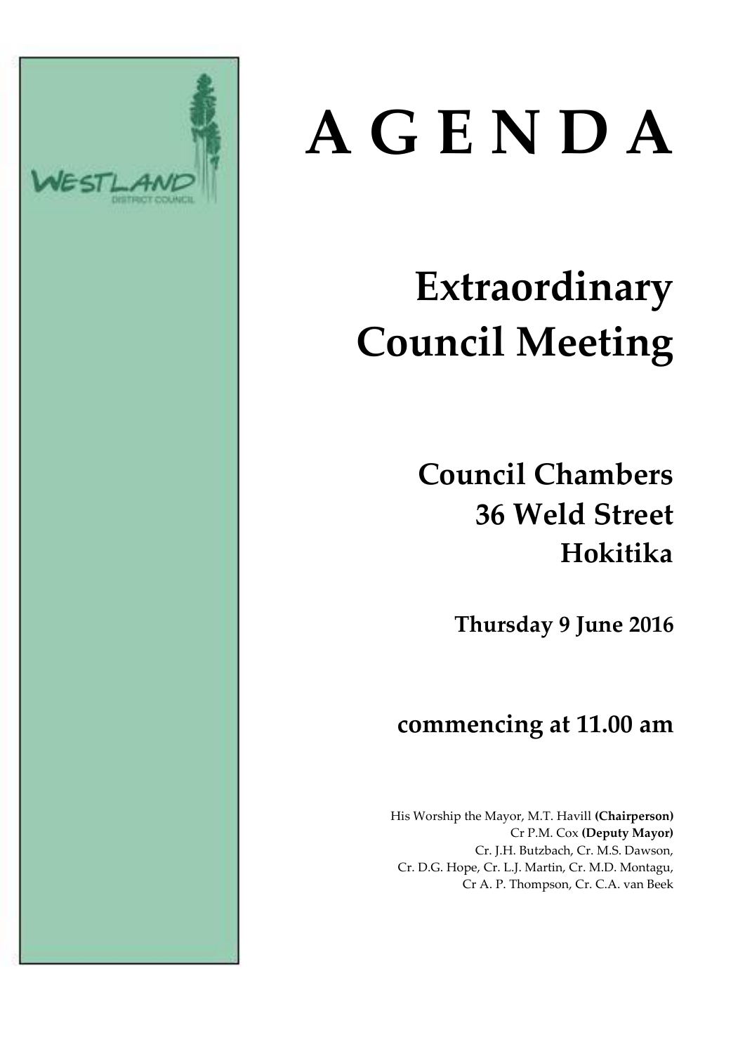WESTLAND DISTRICT COUNCIL

# A G E N D A

## Extraordinary Council Meeting

### Council Chambers
### 36 Weld Street
### Hokitika

**Thursday 9 June 2016**

### commencing at 11.00 am

His Worship the Mayor, M.T. Havill **(Chairperson)**
Cr P.M. Cox **(Deputy Mayor)**
Cr. J.H. Butzbach, Cr. M.S. Dawson,
Cr. D.G. Hope, Cr. L.J. Martin, Cr. M.D. Montagu,
Cr A. P. Thompson, Cr. C.A. van Beek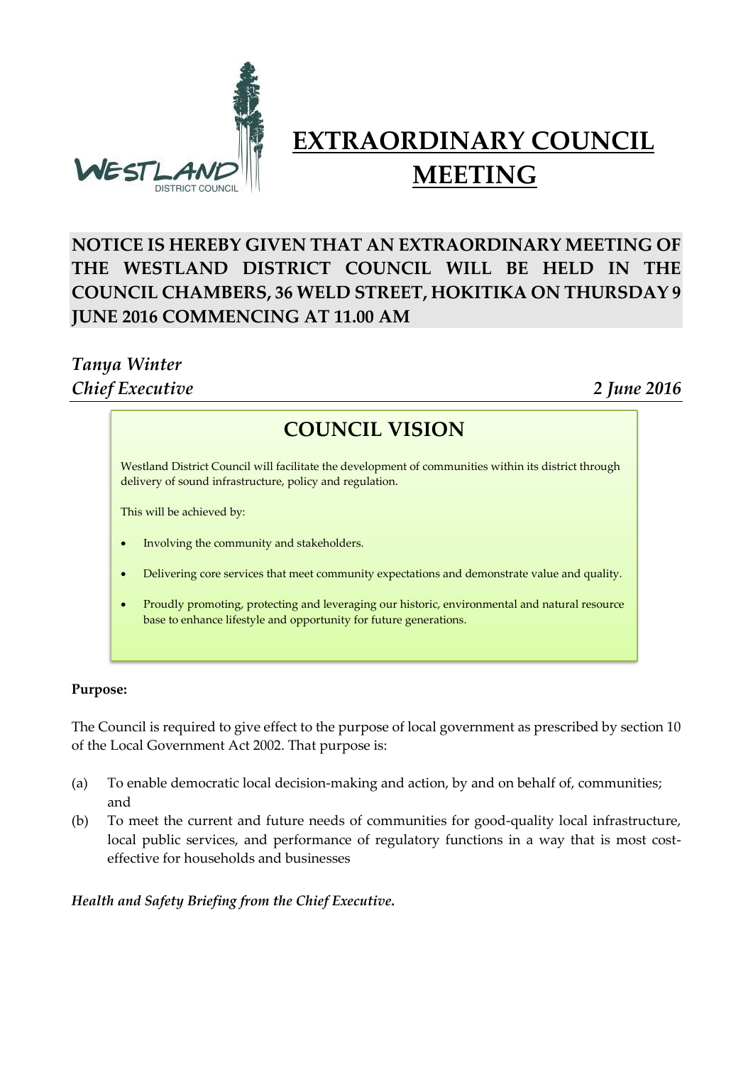# EXTRAORDINARY COUNCIL MEETING

**NOTICE IS HEREBY GIVEN THAT AN EXTRAORDINARY MEETING OF THE WESTLAND DISTRICT COUNCIL WILL BE HELD IN THE COUNCIL CHAMBERS, 36 WELD STREET, HOKITIKA ON THURSDAY 9 JUNE 2016 COMMENCING AT 11.00 AM**

*Tanya Winter*
*Chief Executive* *2 June 2016*

## COUNCIL VISION

Westland District Council will facilitate the development of communities within its district through delivery of sound infrastructure, policy and regulation.

This will be achieved by:

- Involving the community and stakeholders.
- Delivering core services that meet community expectations and demonstrate value and quality.
- Proudly promoting, protecting and leveraging our historic, environmental and natural resource base to enhance lifestyle and opportunity for future generations.

**Purpose:**

The Council is required to give effect to the purpose of local government as prescribed by section 10 of the Local Government Act 2002. That purpose is:

(a) To enable democratic local decision-making and action, by and on behalf of, communities; and

(b) To meet the current and future needs of communities for good-quality local infrastructure, local public services, and performance of regulatory functions in a way that is most cost-effective for households and businesses

***Health and Safety Briefing from the Chief Executive.***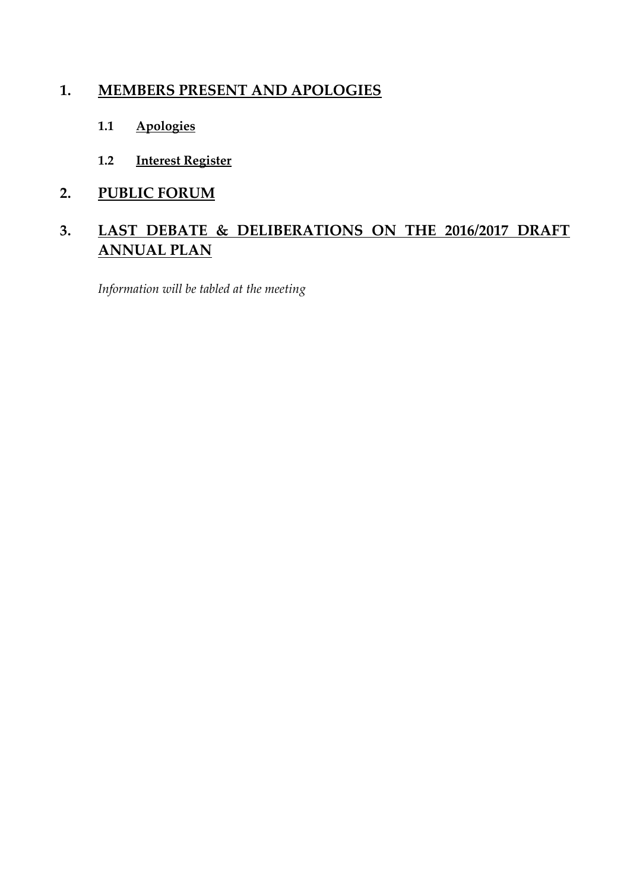## 1. MEMBERS PRESENT AND APOLOGIES

### 1.1 Apologies

### 1.2 Interest Register

## 2. PUBLIC FORUM

## 3. LAST DEBATE & DELIBERATIONS ON THE 2016/2017 DRAFT ANNUAL PLAN

*Information will be tabled at the meeting*